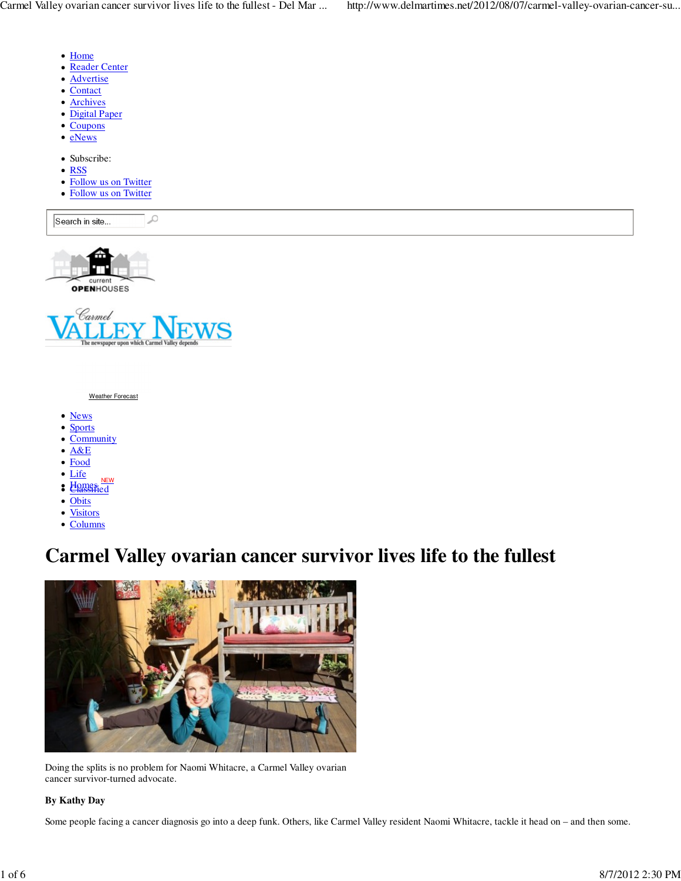- Home
- Reader Center
- Advertise
- Contact
- Archives
- Digital Paper
- Coupons
- eNews

- Subscribe:
- RSS
- Follow us on Twitter
- Follow us on Twitter

Search in site...

current OPENHOUSES

Carmel VALLEY NEWS

The newspaper upon which Carmel Valley depends

Weather Forecast

- News
- Sports
- Community
- A&E
- Food
- Life
- Homes NEW
- Classified
- Obits
- Visitors
- Columns

# Carmel Valley ovarian cancer survivor lives life to the fullest

Doing the splits is no problem for Naomi Whitacre, a Carmel Valley ovarian cancer survivor-turned advocate.

**By Kathy Day**

Some people facing a cancer diagnosis go into a deep funk. Others, like Carmel Valley resident Naomi Whitacre, tackle it head on – and then some.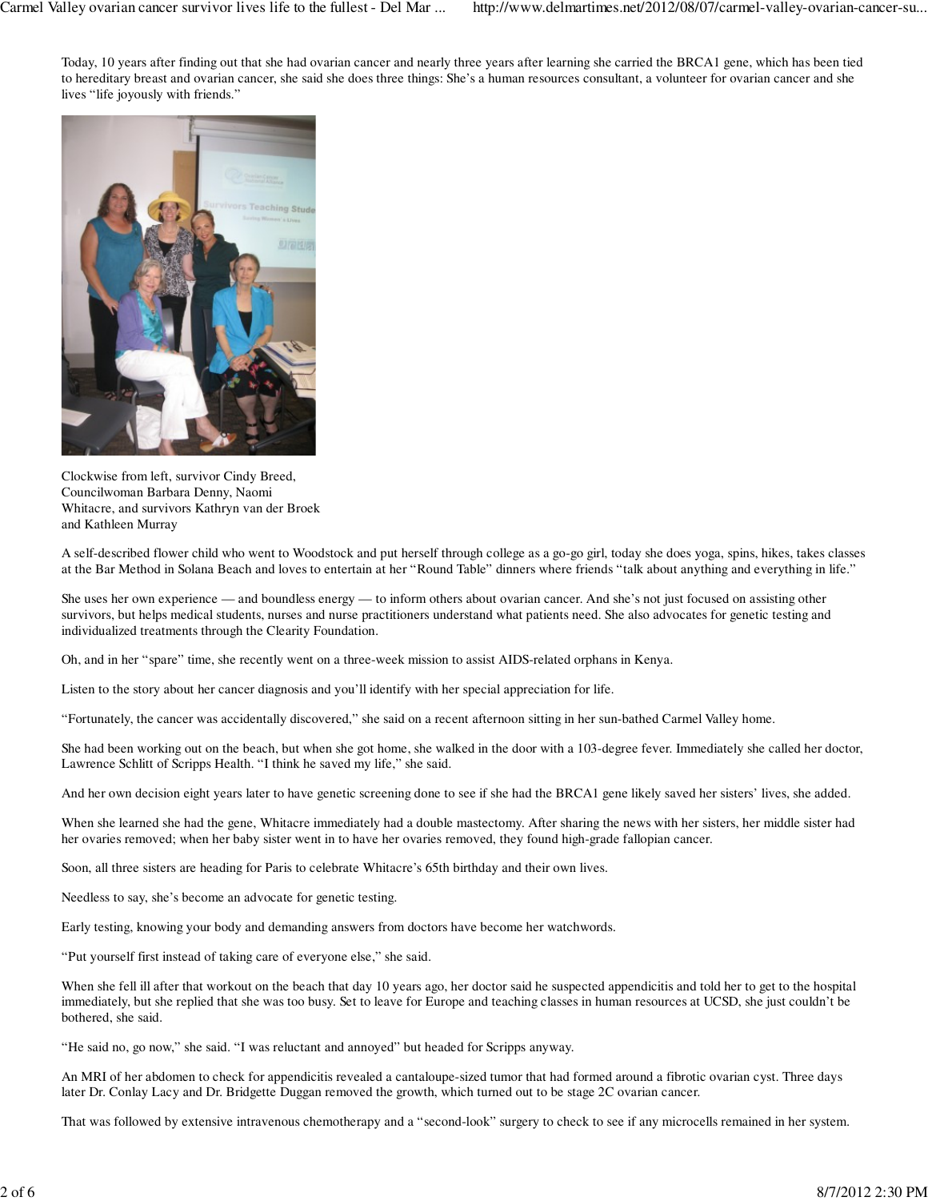Today, 10 years after finding out that she had ovarian cancer and nearly three years after learning she carried the BRCA1 gene, which has been tied to hereditary breast and ovarian cancer, she said she does three things: She's a human resources consultant, a volunteer for ovarian cancer and she lives "life joyously with friends."

Clockwise from left, survivor Cindy Breed, Councilwoman Barbara Denny, Naomi Whitacre, and survivors Kathryn van der Broek and Kathleen Murray

A self-described flower child who went to Woodstock and put herself through college as a go-go girl, today she does yoga, spins, hikes, takes classes at the Bar Method in Solana Beach and loves to entertain at her "Round Table" dinners where friends "talk about anything and everything in life."

She uses her own experience — and boundless energy — to inform others about ovarian cancer. And she's not just focused on assisting other survivors, but helps medical students, nurses and nurse practitioners understand what patients need. She also advocates for genetic testing and individualized treatments through the Clearity Foundation.

Oh, and in her "spare" time, she recently went on a three-week mission to assist AIDS-related orphans in Kenya.

Listen to the story about her cancer diagnosis and you'll identify with her special appreciation for life.

"Fortunately, the cancer was accidentally discovered," she said on a recent afternoon sitting in her sun-bathed Carmel Valley home.

She had been working out on the beach, but when she got home, she walked in the door with a 103-degree fever. Immediately she called her doctor, Lawrence Schlitt of Scripps Health. "I think he saved my life," she said.

And her own decision eight years later to have genetic screening done to see if she had the BRCA1 gene likely saved her sisters' lives, she added.

When she learned she had the gene, Whitacre immediately had a double mastectomy. After sharing the news with her sisters, her middle sister had her ovaries removed; when her baby sister went in to have her ovaries removed, they found high-grade fallopian cancer.

Soon, all three sisters are heading for Paris to celebrate Whitacre's 65th birthday and their own lives.

Needless to say, she's become an advocate for genetic testing.

Early testing, knowing your body and demanding answers from doctors have become her watchwords.

"Put yourself first instead of taking care of everyone else," she said.

When she fell ill after that workout on the beach that day 10 years ago, her doctor said he suspected appendicitis and told her to get to the hospital immediately, but she replied that she was too busy. Set to leave for Europe and teaching classes in human resources at UCSD, she just couldn't be bothered, she said.

"He said no, go now," she said. "I was reluctant and annoyed" but headed for Scripps anyway.

An MRI of her abdomen to check for appendicitis revealed a cantaloupe-sized tumor that had formed around a fibrotic ovarian cyst. Three days later Dr. Conlay Lacy and Dr. Bridgette Duggan removed the growth, which turned out to be stage 2C ovarian cancer.

That was followed by extensive intravenous chemotherapy and a "second-look" surgery to check to see if any microcells remained in her system.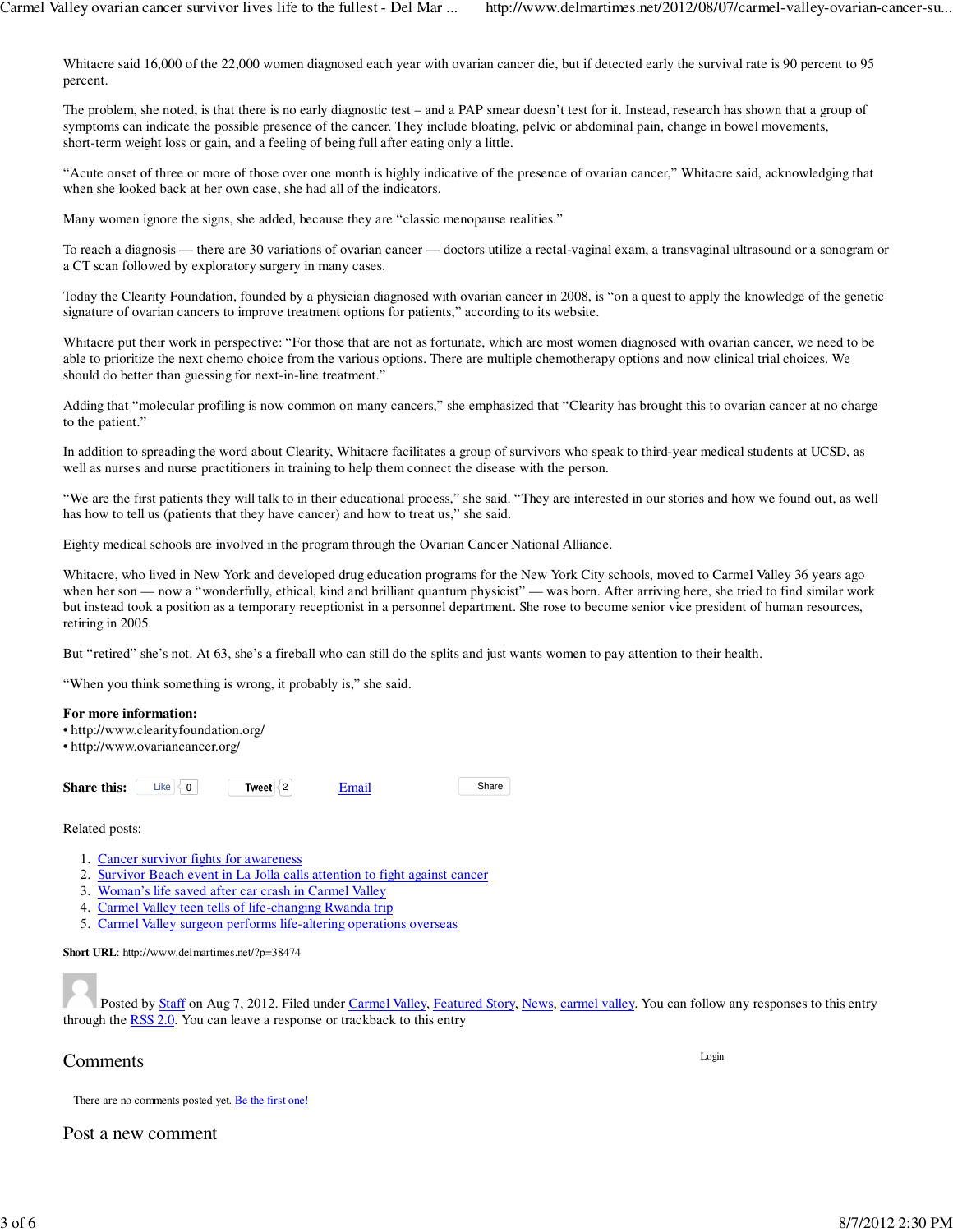Whitacre said 16,000 of the 22,000 women diagnosed each year with ovarian cancer die, but if detected early the survival rate is 90 percent to 95 percent.

The problem, she noted, is that there is no early diagnostic test – and a PAP smear doesn't test for it. Instead, research has shown that a group of symptoms can indicate the possible presence of the cancer. They include bloating, pelvic or abdominal pain, change in bowel movements, short-term weight loss or gain, and a feeling of being full after eating only a little.

"Acute onset of three or more of those over one month is highly indicative of the presence of ovarian cancer," Whitacre said, acknowledging that when she looked back at her own case, she had all of the indicators.

Many women ignore the signs, she added, because they are "classic menopause realities."

To reach a diagnosis — there are 30 variations of ovarian cancer — doctors utilize a rectal-vaginal exam, a transvaginal ultrasound or a sonogram or a CT scan followed by exploratory surgery in many cases.

Today the Clearity Foundation, founded by a physician diagnosed with ovarian cancer in 2008, is "on a quest to apply the knowledge of the genetic signature of ovarian cancers to improve treatment options for patients," according to its website.

Whitacre put their work in perspective: "For those that are not as fortunate, which are most women diagnosed with ovarian cancer, we need to be able to prioritize the next chemo choice from the various options. There are multiple chemotherapy options and now clinical trial choices. We should do better than guessing for next-in-line treatment."

Adding that "molecular profiling is now common on many cancers," she emphasized that "Clearity has brought this to ovarian cancer at no charge to the patient."

In addition to spreading the word about Clearity, Whitacre facilitates a group of survivors who speak to third-year medical students at UCSD, as well as nurses and nurse practitioners in training to help them connect the disease with the person.

"We are the first patients they will talk to in their educational process," she said. "They are interested in our stories and how we found out, as well has how to tell us (patients that they have cancer) and how to treat us," she said.

Eighty medical schools are involved in the program through the Ovarian Cancer National Alliance.

Whitacre, who lived in New York and developed drug education programs for the New York City schools, moved to Carmel Valley 36 years ago when her son — now a "wonderfully, ethical, kind and brilliant quantum physicist" — was born. After arriving here, she tried to find similar work but instead took a position as a temporary receptionist in a personnel department. She rose to become senior vice president of human resources, retiring in 2005.

But "retired" she's not. At 63, she's a fireball who can still do the splits and just wants women to pay attention to their health.

"When you think something is wrong, it probably is," she said.

**For more information:**
- http://www.clearityfoundation.org/
- http://www.ovariancancer.org/

**Share this:** Like 0 Tweet 2 Email Share

Related posts:

1. Cancer survivor fights for awareness
2. Survivor Beach event in La Jolla calls attention to fight against cancer
3. Woman's life saved after car crash in Carmel Valley
4. Carmel Valley teen tells of life-changing Rwanda trip
5. Carmel Valley surgeon performs life-altering operations overseas

**Short URL**: http://www.delmartimes.net/?p=38474

Posted by Staff on Aug 7, 2012. Filed under Carmel Valley, Featured Story, News, carmel valley. You can follow any responses to this entry through the RSS 2.0. You can leave a response or trackback to this entry

## Comments

Login

There are no comments posted yet. Be the first one!

## Post a new comment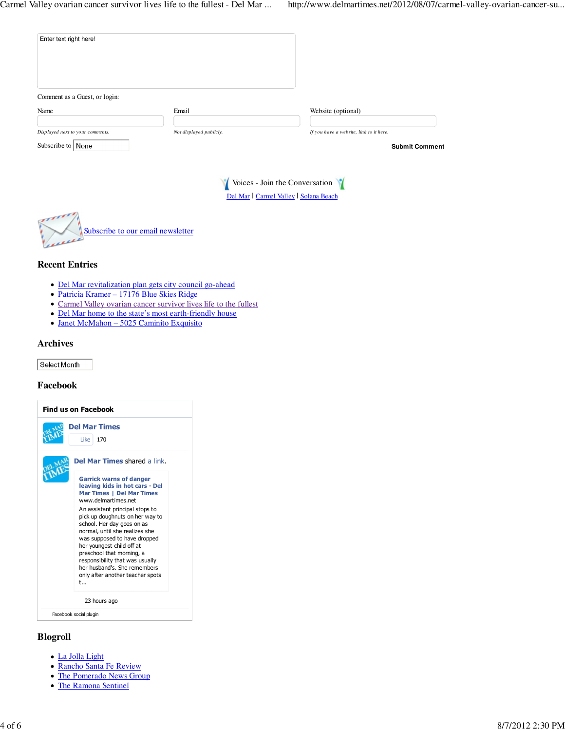Enter text right here!

Comment as a Guest, or login:

Name

*Displayed next to your comments.*

Email

*Not displayed publicly.*

Website (optional)

*If you have a website, link to it here.*

Subscribe to None

**Submit Comment**

---

Voices - Join the Conversation

Del Mar | Carmel Valley | Solana Beach

Subscribe to our email newsletter

### Recent Entries

- Del Mar revitalization plan gets city council go-ahead
- Patricia Kramer – 17176 Blue Skies Ridge
- Carmel Valley ovarian cancer survivor lives life to the fullest
- Del Mar home to the state's most earth-friendly house
- Janet McMahon – 5025 Caminito Exquisito

### Archives

Select Month

### Facebook

**Find us on Facebook**

**Del Mar Times**

Like 170

**Del Mar Times** shared a link.

**Garrick warns of danger leaving kids in hot cars - Del Mar Times | Del Mar Times**
www.delmartimes.net

An assistant principal stops to pick up doughnuts on her way to school. Her day goes on as normal, until she realizes she was supposed to have dropped her youngest child off at preschool that morning, a responsibility that was usually her husband's. She remembers only after another teacher spots t...

23 hours ago

Facebook social plugin

### Blogroll

- La Jolla Light
- Rancho Santa Fe Review
- The Pomerado News Group
- The Ramona Sentinel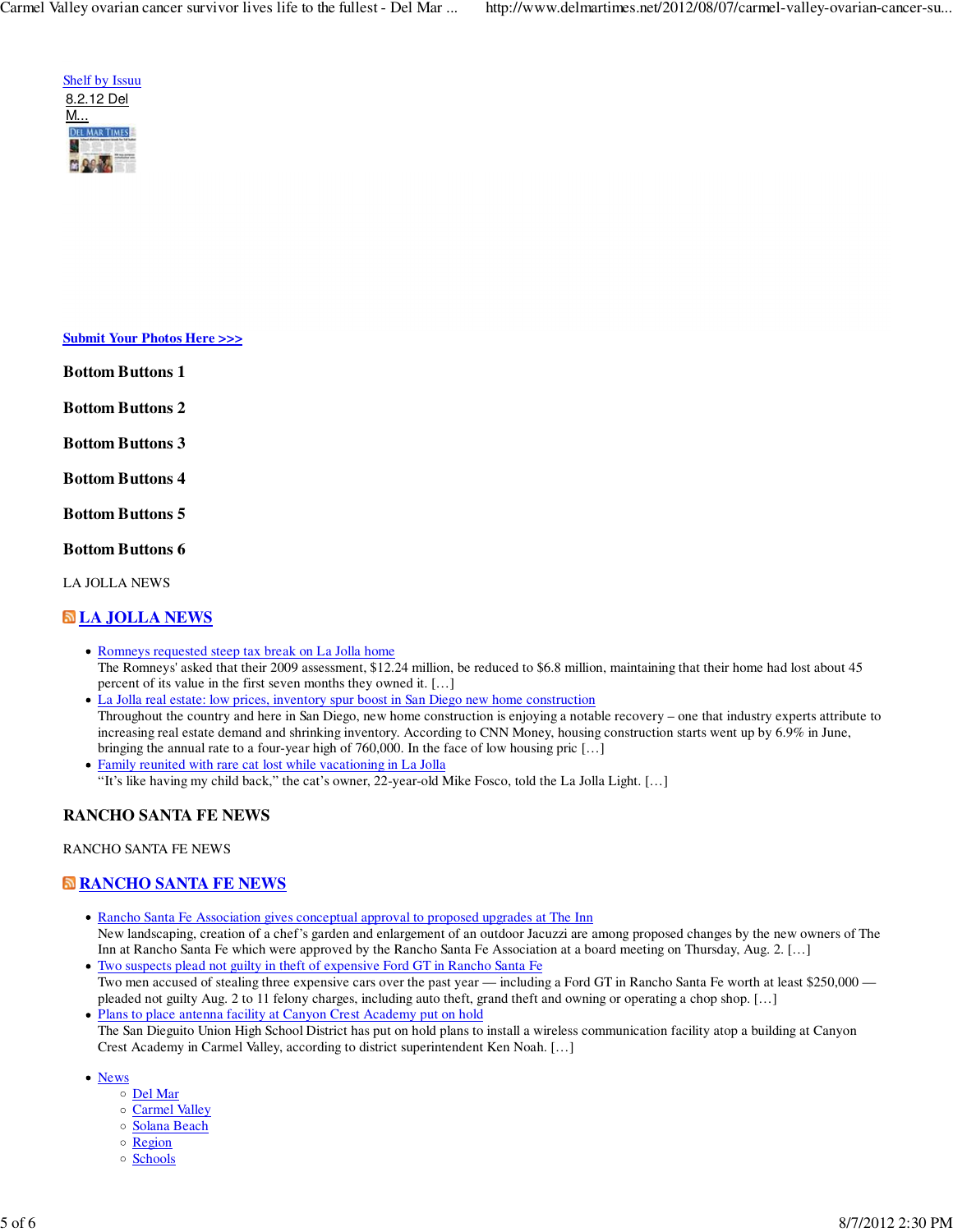Shelf by Issuu

8.2.12 Del M...

Submit Your Photos Here >>>

**Bottom Buttons 1**

**Bottom Buttons 2**

**Bottom Buttons 3**

**Bottom Buttons 4**

**Bottom Buttons 5**

**Bottom Buttons 6**

LA JOLLA NEWS

## LA JOLLA NEWS

- Romneys requested steep tax break on La Jolla home
  The Romneys' asked that their 2009 assessment, $12.24 million, be reduced to $6.8 million, maintaining that their home had lost about 45 percent of its value in the first seven months they owned it. […]
- La Jolla real estate: low prices, inventory spur boost in San Diego new home construction
  Throughout the country and here in San Diego, new home construction is enjoying a notable recovery – one that industry experts attribute to increasing real estate demand and shrinking inventory. According to CNN Money, housing construction starts went up by 6.9% in June, bringing the annual rate to a four-year high of 760,000. In the face of low housing pric […]
- Family reunited with rare cat lost while vacationing in La Jolla
  "It's like having my child back," the cat's owner, 22-year-old Mike Fosco, told the La Jolla Light. […]

**RANCHO SANTA FE NEWS**

RANCHO SANTA FE NEWS

## RANCHO SANTA FE NEWS

- Rancho Santa Fe Association gives conceptual approval to proposed upgrades at The Inn
  New landscaping, creation of a chef's garden and enlargement of an outdoor Jacuzzi are among proposed changes by the new owners of The Inn at Rancho Santa Fe which were approved by the Rancho Santa Fe Association at a board meeting on Thursday, Aug. 2. […]
- Two suspects plead not guilty in theft of expensive Ford GT in Rancho Santa Fe
  Two men accused of stealing three expensive cars over the past year — including a Ford GT in Rancho Santa Fe worth at least $250,000 — pleaded not guilty Aug. 2 to 11 felony charges, including auto theft, grand theft and owning or operating a chop shop. […]
- Plans to place antenna facility at Canyon Crest Academy put on hold
  The San Dieguito Union High School District has put on hold plans to install a wireless communication facility atop a building at Canyon Crest Academy in Carmel Valley, according to district superintendent Ken Noah. […]

- News
  - Del Mar
  - Carmel Valley
  - Solana Beach
  - Region
  - Schools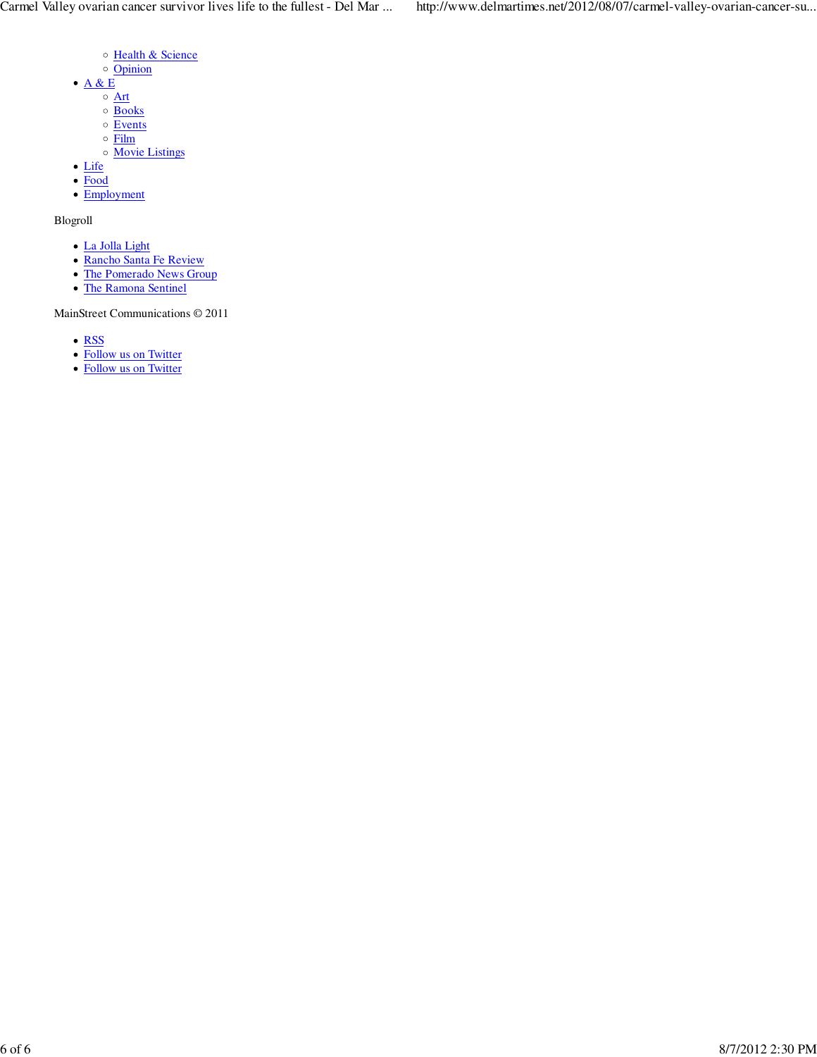- Health & Science
  - Opinion
- A & E
  - Art
  - Books
  - Events
  - Film
  - Movie Listings
- Life
- Food
- Employment

Blogroll

- La Jolla Light
- Rancho Santa Fe Review
- The Pomerado News Group
- The Ramona Sentinel

MainStreet Communications © 2011

- RSS
- Follow us on Twitter
- Follow us on Twitter